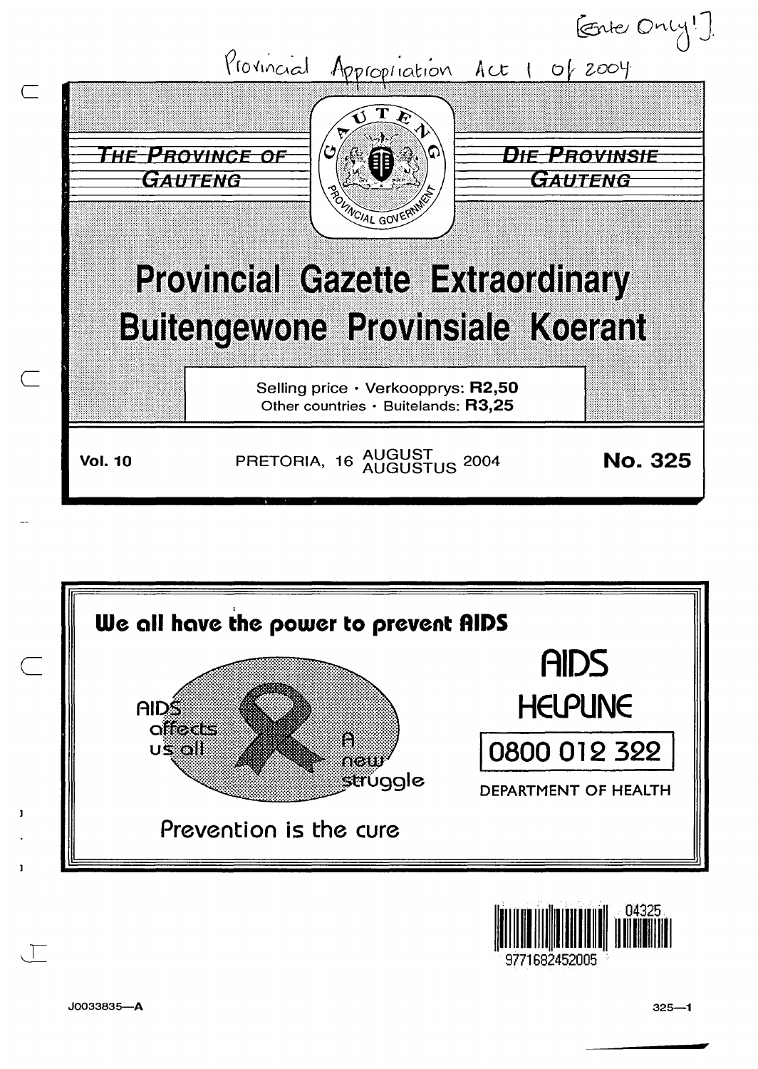[Enter Only!]

Provincial Appropriation Act 1 of 2004

THE PROVINCE OF GAUTENG

DIE PROVINSIE GAUTENG

# Provincial Gazette Extraordinary

# Buitengewone Provinsiale Koerant

Selling price · Verkoopprys: **R2,50**
Other countries · Buitelands: **R3,25**

**Vol. 10** PRETORIA, 16 AUGUST / AUGUSTUS 2004 **No. 325**

**We all have the power to prevent AIDS**

AIDS affects us all

A new struggle

Prevention is the cure

**AIDS HELPLINE**

**0800 012 322**

DEPARTMENT OF HEALTH

J0033835—A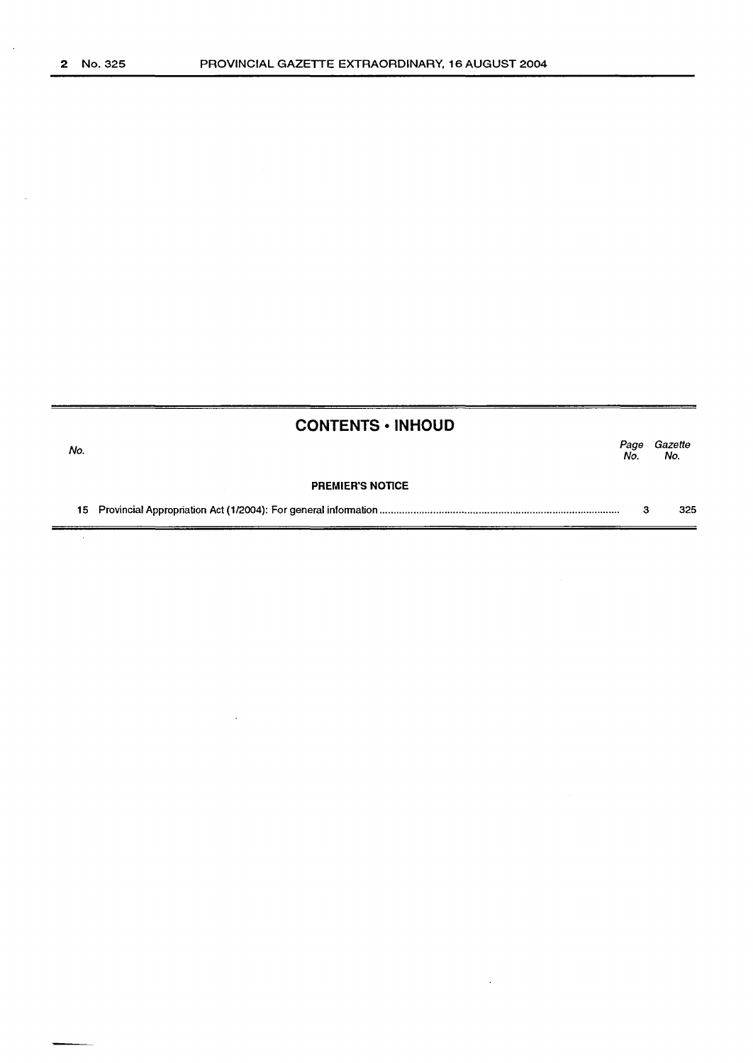## CONTENTS • INHOUD

| No. | | Page No. | Gazette No. |
|---|---|---|---|
| | **PREMIER'S NOTICE** | | |
| 15 | Provincial Appropriation Act (1/2004): For general information | 3 | 325 |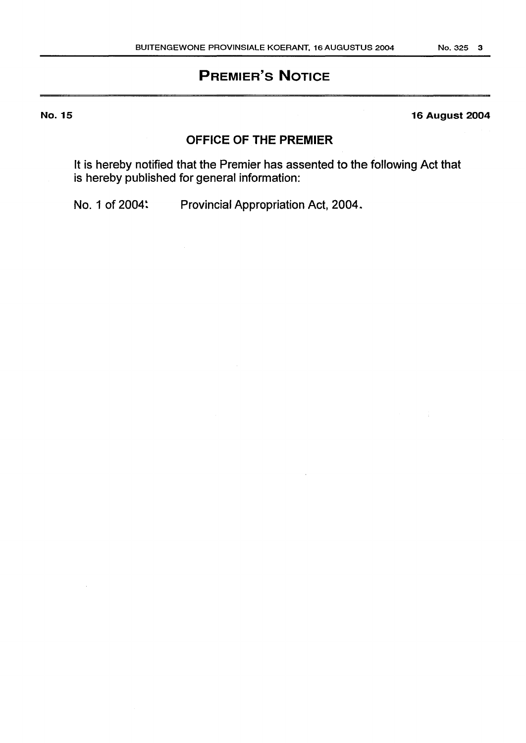# PREMIER'S NOTICE

**No. 15** **16 August 2004**

## OFFICE OF THE PREMIER

It is hereby notified that the Premier has assented to the following Act that is hereby published for general information:

No. 1 of 2004: Provincial Appropriation Act, 2004.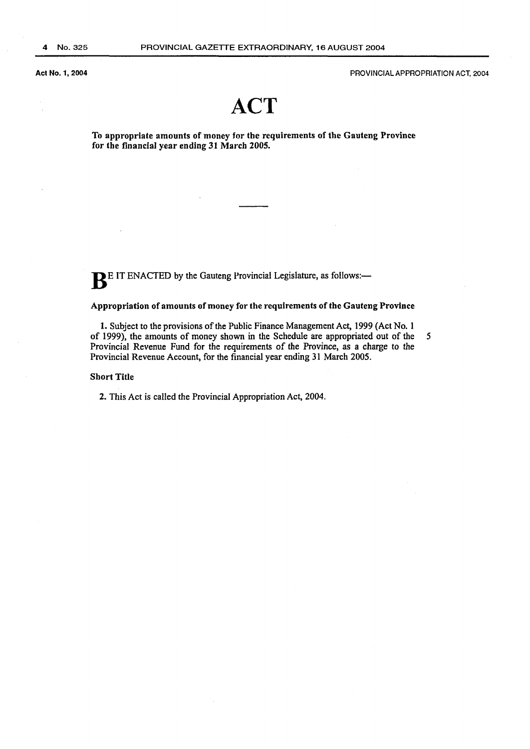# ACT

**To appropriate amounts of money for the requirements of the Gauteng Province for the financial year ending 31 March 2005.**

---

**B**E IT ENACTED by the Gauteng Provincial Legislature, as follows:—

### Appropriation of amounts of money for the requirements of the Gauteng Province

**1.** Subject to the provisions of the Public Finance Management Act, 1999 (Act No. 1 of 1999), the amounts of money shown in the Schedule are appropriated out of the Provincial Revenue Fund for the requirements of the Province, as a charge to the Provincial Revenue Account, for the financial year ending 31 March 2005.

### Short Title

**2.** This Act is called the Provincial Appropriation Act, 2004.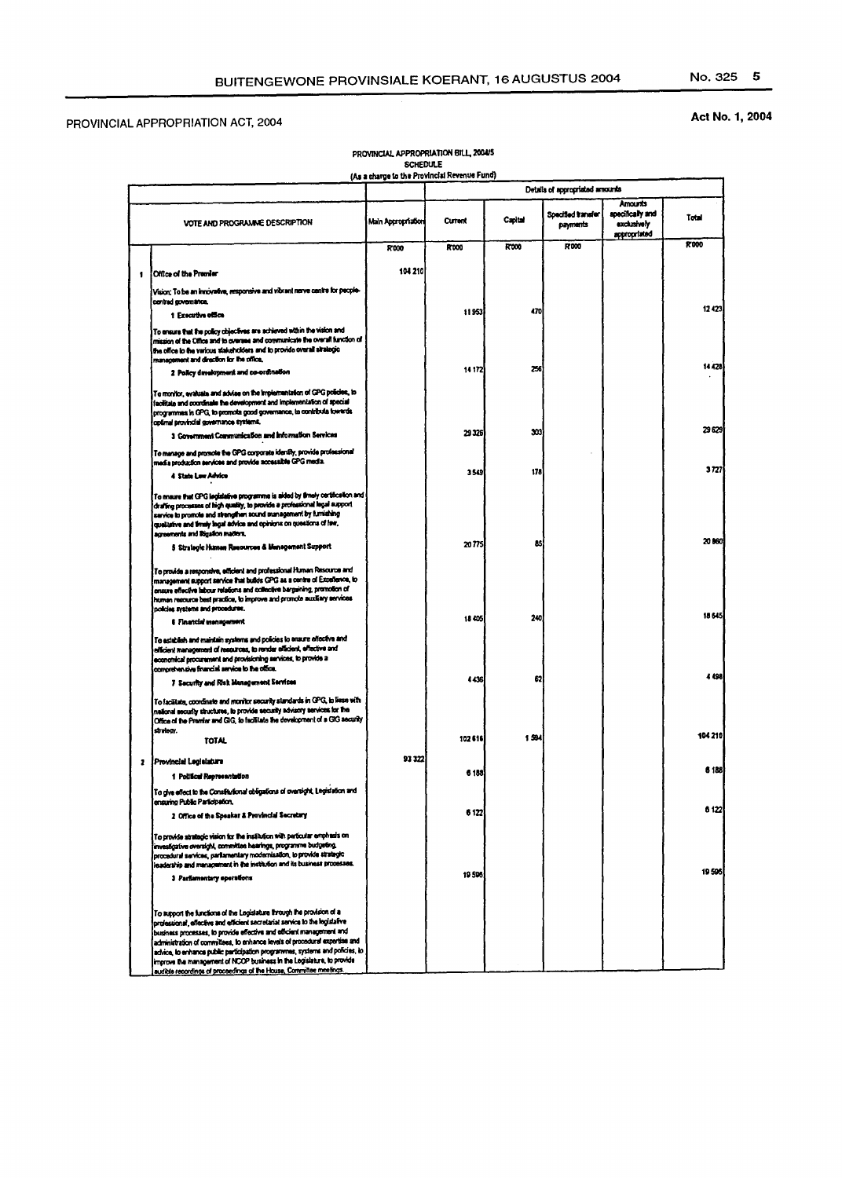PROVINCIAL APPROPRIATION ACT, 2004

Act No. 1, 2004

PROVINCIAL APPROPRIATION BILL, 2004/5
SCHEDULE
(As a charge to the Provincial Revenue Fund)

| | VOTE AND PROGRAMME DESCRIPTION | Main Appropriation | Details of appropriated amounts | | | | |
|---|---|---|---|---|---|---|---|
| | | | Current | Capital | Specified transfer payments | Amounts specifically and exclusively appropriated | Total |
| | | R'000 | R'000 | R'000 | R'000 | | R'000 |
| 1 | **Office of the Premier** | 104 210 | | | | | |
| | Vision: To be an innovative, responsive and vibrant nerve centre for people-centred governance. | | | | | | |
| | 1 Executive office | | 11 953 | 470 | | | 12 423 |
| | To ensure that the policy objectives are achieved within the vision and mission of the Office and to oversee and communicate the overall function of the office to the various stakeholders and to provide overall strategic management and direction for the office. | | | | | | |
| | 2 Policy development and co-ordination | | 14 172 | 256 | | | 14 428 |
| | To monitor, evaluate and advise on the implementation of GPG policies, to facilitate and coordinate the development and implementation of special programmes in GPG, to promote good governance, to contribute towards optimal provincial governance systems. | | | | | | |
| | 3 Government Communication and Information Services | | 29 326 | 303 | | | 29 629 |
| | To manage and promote the GPG corporate identity, provide professional media production services and provide accessible GPG media. | | | | | | |
| | 4 State Law Advice | | 3 549 | 178 | | | 3 727 |
| | To ensure that GPG legislative programme is aided by timely certification and drafting processes of high quality, to provide a professional legal support service to promote and strengthen sound management by furnishing qualitative and timely legal advice and opinions on questions of law, agreements and litigation matters. | | | | | | |
| | 5 Strategic Human Resources & Management Support | | 20 775 | 85 | | | 20 860 |
| | To provide a responsive, efficient and professional Human Resource and management support service that builds GPG as a centre of Excellence, to ensure effective labour relations and collective bargaining, promotion of human resource best practice, to improve and promote auxiliary services policies systems and procedures. | | | | | | |
| | 6 Financial management | | 18 405 | 240 | | | 18 645 |
| | To establish and maintain systems and policies to ensure effective and efficient management of resources, to render efficient, effective and economical procurement and provisioning services, to provide a comprehensive financial service to the office. | | | | | | |
| | 7 Security and Risk Management Services | | 4 436 | 62 | | | 4 498 |
| | To facilitate, coordinate and monitor security standards in GPG, to liaise with national security structures, to provide security advisory services for the Office of the Premier and GIG, to facilitate the development of a GIG security strategy. | | | | | | |
| | TOTAL | | 102 616 | 1 594 | | | 104 210 |
| 2 | **Provincial Legislature** | 93 322 | | | | | |
| | 1 Political Representation | | 6 188 | | | | 6 188 |
| | To give effect to the Constitutional obligations of oversight, Legislation and ensuring Public Participation. | | | | | | |
| | 2 Office of the Speaker & Provincial Secretary | | 6 122 | | | | 6 122 |
| | To provide strategic vision for the institution with particular emphasis on investigative oversight, committee hearings, programme budgeting, procedural services, parliamentary modernisation, to provide strategic leadership and management in the institution and its business processes. | | | | | | |
| | 3 Parliamentary operations | | 19 596 | | | | 19 596 |
| | To support the functions of the Legislature through the provision of a professional, effective and efficient secretariat service to the legislative business processes, to provide effective and efficient management and administration of committees, to enhance levels of procedural expertise and advice, to enhance public participation programmes, systems and policies, to improve the management of NCOP business in the Legislature, to provide audible recordings of proceedings of the House, Committee meetings. | | | | | | |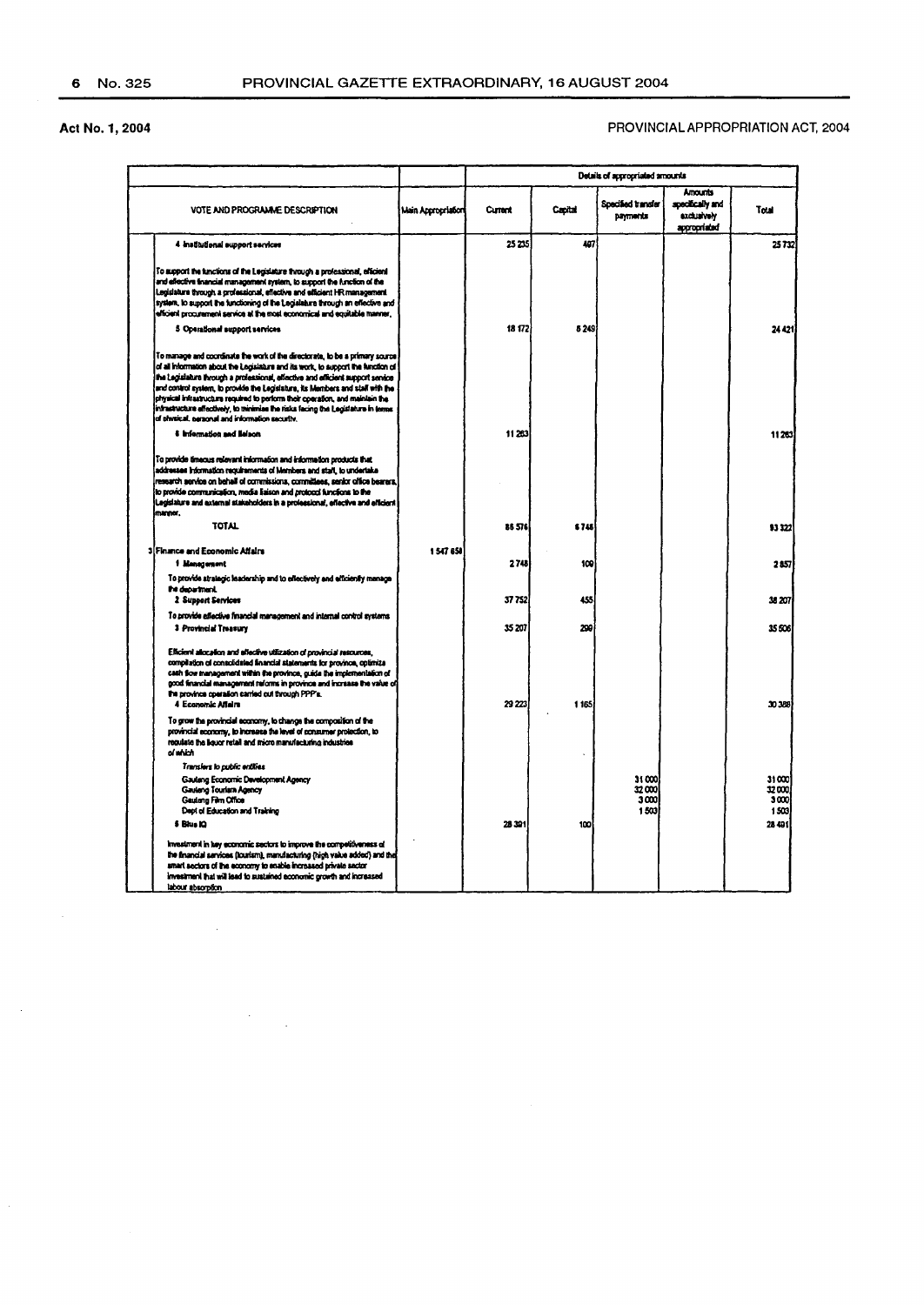**Act No. 1, 2004** PROVINCIAL APPROPRIATION ACT, 2004

| VOTE AND PROGRAMME DESCRIPTION | Main Appropriation | Details of appropriated amounts | | | | |
|---|---|---|---|---|---|---|
| | | Current | Capital | Specified transfer payments | Amounts specifically and exclusively appropriated | Total |
| **4 Institutional support services** | | 25 235 | 497 | | | 25 732 |
| To support the functions of the Legislature through a professional, efficient and effective financial management system, to support the function of the Legislature through a professional, effective and efficient HR management system, to support the functioning of the Legislature through an effective and efficient procurement service at the most economical and equitable manner. | | | | | | |
| **5 Operational support services** | | 18 172 | 6 249 | | | 24 421 |
| To manage and coordinate the work of the directorate, to be a primary source of all information about the Legislature and its work, to support the function of the Legislature through a professional, effective and efficient support service and control system, to provide the Legislature, its Members and staff with the physical infrastructure required to perform their operation, and maintain the infrastructure effectively, to minimise the risks facing the Legislature in terms of physical, personal and information security. | | | | | | |
| **6 Information and liaison** | | 11 263 | | | | 11 263 |
| To provide timeous relevant information and information products that addresses information requirements of Members and staff, to undertake research service on behalf of commissions, committees, senior office bearers, to provide communication, media liaison and protocol functions to the Legislature and external stakeholders in a professional, effective and efficient manner. | | | | | | |
| TOTAL | | 86 576 | 6 746 | | | 93 322 |
| 3 Finance and Economic Affairs | 1 547 658 | | | | | |
| **1 Management** | | 2 748 | 109 | | | 2 857 |
| To provide strategic leadership and to effectively and efficiently manage the department. | | | | | | |
| **2 Support Services** | | 37 752 | 455 | | | 38 207 |
| To provide effective financial management and internal control systems | | | | | | |
| **3 Provincial Treasury** | | 35 207 | 299 | | | 35 506 |
| Efficient allocation and effective utilization of provincial resources, compilation of consolidated financial statements for province, optimize cash flow management within the province, guide the implementation of good financial management reforms in province and increase the value of the province operation carried out through PPP's. | | | | | | |
| **4 Economic Affairs** | | 29 223 | 1 165 | | | 30 388 |
| To grow the provincial economy, to change the composition of the provincial economy, to increase the level of consumer protection, to regulate the liquor retail and micro manufacturing industries *of which* | | | | | | |
| *Transfers to public entities* | | | | | | |
| Gauteng Economic Development Agency | | | | 31 000 | | 31 000 |
| Gauteng Tourism Agency | | | | 32 000 | | 32 000 |
| Gauteng Film Office | | | | 3 000 | | 3 000 |
| Dept of Education and Training | | | | 1 503 | | 1 503 |
| **5 Blue IQ** | | 28 391 | 100 | | | 28 491 |
| Investment in key economic sectors to improve the competitiveness of the financial services (tourism), manufacturing (high value added) and the smart sectors of the economy to enable increased private sector investment that will lead to sustained economic growth and increased labour absorption | | | | | | |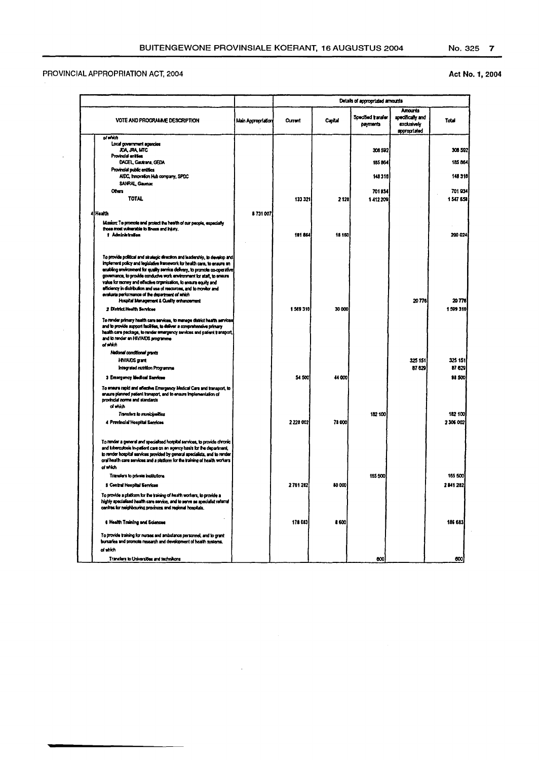PROVINCIAL APPROPRIATION ACT, 2004

Act No. 1, 2004

| VOTE AND PROGRAMME DESCRIPTION | Main Appropriation | Details of appropriated amounts | | | | |
|---|---|---|---|---|---|---|
| | | Current | Capital | Specified transfer payments | Amounts specifically and exclusively appropriated | Total |
| *of which* | | | | | | |
| Local government agencies | | | | | | |
| JDA, JRA, MTC | | | | 308 592 | | 308 592 |
| Provincial entities | | | | | | |
| DACEL, Gautrans, GEDA | | | | 185 864 | | 185 864 |
| Provincial public entities | | | | | | |
| AIDC, Innovation Hub company, SPDC | | | | 148 316 | | 148 316 |
| SANRAL, Gaumac | | | | | | |
| Others | | | | 701 934 | | 701 934 |
| **TOTAL** | | 133 321 | 2 128 | 1 412 209 | | 1 547 658 |
| **4 Health** | 8 731 007 | | | | | |
| Mission: To promote and protect the health of our people, especially those most vulnerable to illness and injury. | | | | | | |
| **1 Administration** | | 181 864 | 18 160 | | | 200 024 |
| To provide political and strategic direction and leadership, to develop and implement policy and legislative framework for health care, to ensure an enabling environment for quality service delivery, to promote co-operative governance, to provide conducive work environment for staff, to ensure value for money and effective organisation, to ensure equity and efficiency in distribution and use of resources, and to monitor and evaluate performance of the department of which | | | | | | |
| Hospital Management & Quality enhancement | | | | | 20 776 | 20 776 |
| **2 District Health Services** | | 1 569 310 | 30 000 | | | 1 599 310 |
| To render primary health care services, to manage district health services and to provide support facilities, to deliver a comprehensive primary health care package, to render emergency services and patient transport, and to render an HIV/AIDS programme | | | | | | |
| *of which* | | | | | | |
| *National conditional grants* | | | | | | |
| HIV/AIDS grant | | | | | 325 151 | 325 151 |
| Integrated nutrition Programme | | | | | 87 629 | 87 629 |
| **3 Emergency Medical Services** | | 54 500 | 44 000 | | | 98 500 |
| To ensure rapid and effective Emergency Medical Care and transport, to ensure planned patient transport, and to ensure implementation of provincial norms and standards | | | | | | |
| of which | | | | | | |
| *Transfers to municipalities* | | | | 182 100 | | 182 100 |
| **4 Provincial Hospital Services** | | 2 228 002 | 78 000 | | | 2 306 002 |
| To render a general and specialised hospital services, to provide chronic and tuberculosis in-patient care on an agency basis for the department, to render hospital services provided by general specialists, and to render oral health care services and a platform for the training of health workers | | | | | | |
| of which | | | | | | |
| Transfers to private institutions | | | | 165 500 | | 165 500 |
| **5 Central Hospital Services** | | 2 761 282 | 80 000 | | | 2 841 282 |
| To provide a platform for the training of health workers, to provide a highly specialised health care service, and to serve as specialist referral centres for neighbouring provinces and regional hospitals. | | | | | | |
| **6 Health Training and Sciences** | | 178 083 | 8 600 | | | 186 683 |
| To provide training for nurses and ambulance personnel, and to grant bursaries and promote research and development of health systems. | | | | | | |
| of which | | | | | | |
| Transfers to Universities and technikons | | | | 600 | | 600 |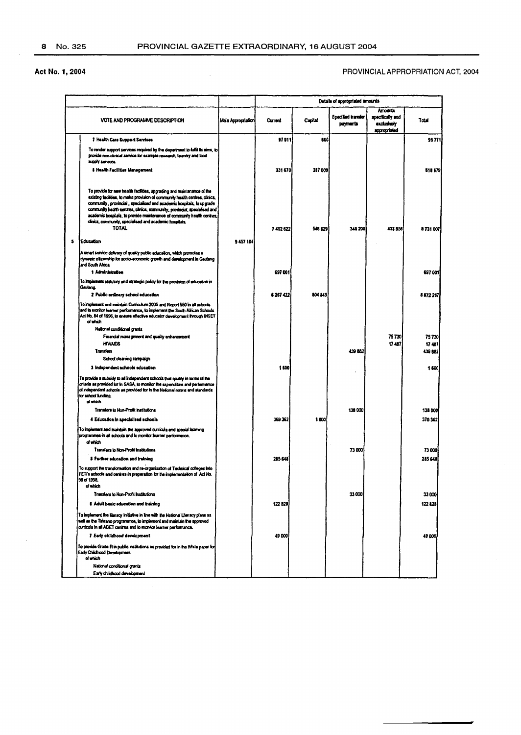Act No. 1, 2004

PROVINCIAL APPROPRIATION ACT, 2004

| | VOTE AND PROGRAMME DESCRIPTION | Main Appropriation | Details of appropriated amounts | | | | |
|---|---|---|---|---|---|---|---|
| | | | Current | Capital | Specified transfer payments | Amounts specifically and exclusively appropriated | Total |
| | **7 Health Care Support Services** | | 97 911 | 860 | | | 98 771 |
| | To render support services required by the department to fulfil its aims, to provide non-clinical service for example research, laundry and food supply services. | | | | | | |
| | **8 Health Facilities Management** | | 331 670 | 287 009 | | | 618 679 |
| | To provide for new health facilities, upgrading and maintenance of the existing facilities, to make provision of community health centres, clinics, community, provincial, specialised and academic hospitals, to upgrade community health centres, clinics, community, provincial, specialised and academic hospitals, to provide maintenance of community health centres, clinics, community, specialised and academic hospitals. | | | | | | |
| | TOTAL | | 7 402 622 | 548 629 | 346 200 | 433 556 | 8 731 007 |
| 5 | **Education** | 9 457 104 | | | | | |
| | A smart service delivery of quality public education, which promotes a dynamic citizenship for socio-economic growth and development in Gauteng and South Africa. | | | | | | |
| | **1 Administration** | | 697 001 | | | | 697 001 |
| | To implement statutory and strategic policy for the provision of education in Gauteng. | | | | | | |
| | **2 Public ordinary school education** | | 6 267 422 | 604 845 | | | 6 872 267 |
| | To implement and maintain Curriculum 2005 and Report 550 in all schools and to monitor learner performance, to implement the South African Schools Act No. 84 of 1996, to ensure effective educator development through INSET | | | | | | |
| | of which | | | | | | |
| | National conditional grants | | | | | | |
| | Financial management and quality enhancement | | | | | 75 730 | 75 730 |
| | HIV/AIDS | | | | | 17 487 | 17 487 |
| | Transfers | | | | 439 882 | | 439 882 |
| | School cleaning campaign | | | | | | |
| | **3 Independent schools education** | | 1 600 | | | | 1 600 |
| | To provide a subsidy to all independent schools that qualify in terms of the criteria as provided for in SASA, to monitor the expenditure and performance of independent schools as provided for in the National norms and standards for school funding. | | | | | | |
| | of which | | | | | | |
| | Transfers to Non-Profit Institutions | | | | 138 000 | | 138 000 |
| | **4 Education in specialised schools** | | 369 362 | 1 000 | | | 370 362 |
| | To implement and maintain the approved curricula and special learning programmes in all schools and to monitor learner performance. | | | | | | |
| | of which | | | | | | |
| | Transfers to Non-Profit Institutions | | | | 73 000 | | 73 000 |
| | **5 Further education and training** | | 285 648 | | | | 285 648 |
| | To support the transformation and re-organisation of Technical colleges into FETI's schools and centres in preparation for the implementation of Act No. 98 of 1998. | | | | | | |
| | of which | | | | | | |
| | Transfers to Non-Profit Institutions | | | | 33 000 | | 33 000 |
| | **6 Adult basic education and training** | | 122 828 | | | | 122 828 |
| | To implement the literacy initiative in line with the National Literacy plans as well as the Tirisano programmes, to implement and maintain the approved curricula in all ABET centres and to monitor learner performance. | | | | | | |
| | **7 Early childhood development** | | 49 000 | | | | 49 000 |
| | To provide Grade R in public institutions as provided for in the White paper for Early Childhood Development | | | | | | |
| | of which | | | | | | |
| | National conditional grants | | | | | | |
| | Early childhood development | | | | | | |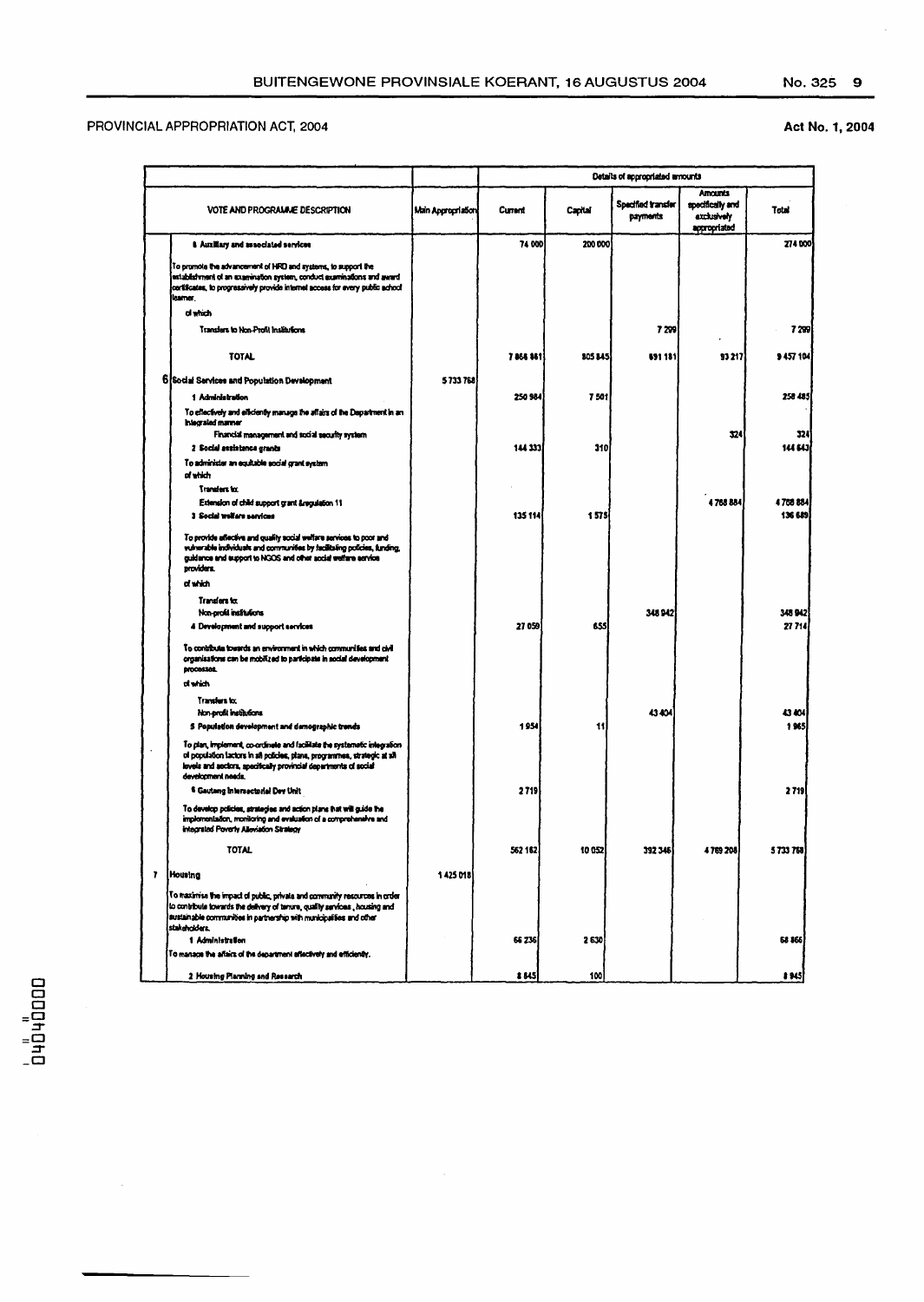PROVINCIAL APPROPRIATION ACT, 2004

Act No. 1, 2004

| VOTE AND PROGRAMME DESCRIPTION | Main Appropriation | Details of appropriated amounts | | | | |
|---|---|---|---|---|---|---|
| | | Current | Capital | Specified transfer payments | Amounts specifically and exclusively appropriated | Total |
| 6 Auxiliary and associated services | | 74 000 | 200 000 | | | 274 000 |
| To promote the advancement of HRD and systems, to support the establishment of an examination system, conduct examinations and award certificates, to progressively provide internet access for every public school learner. | | | | | | |
| of which | | | | | | |
| Transfers to Non-Profit Institutions | | | | 7 299 | | 7 299 |
| TOTAL | | 7 866 861 | 805 845 | 691 181 | 93 217 | 9 457 104 |
| **6** Social Services and Population Development | 5 733 768 | | | | | |
| 1 Administration | | 250 984 | 7 501 | | | 258 485 |
| To effectively and efficiently manage the affairs of the Department in an integrated manner | | | | | | |
| Financial management and social security system | | | | | 324 | 324 |
| 2 Social assistance grants | | 144 333 | 310 | | | 144 643 |
| To administer an equitable social grant system | | | | | | |
| of which | | | | | | |
| Transfers to: | | | | | | |
| Extension of child support grant &regulation 11 | | | | | 4 768 884 | 4 768 884 |
| 3 Social welfare services | | 135 114 | 1 575 | | | 136 689 |
| To provide effective and quality social welfare services to poor and vulnerable individuals and communities by facilitating policies, funding, guidance and support to NGOS and other social welfare service providers. | | | | | | |
| of which | | | | | | |
| Transfers to: | | | | | | |
| Non-profit institutions | | | | 348 942 | | 348 942 |
| 4 Development and support services | | 27 059 | 655 | | | 27 714 |
| To contribute towards an environment in which communities and civil organisations can be mobilized to participate in social development processes. | | | | | | |
| of which | | | | | | |
| Transfers to: | | | | | | |
| Non-profit institutions | | | | 43 404 | | 43 404 |
| 5 Population development and demographic trends | | 1 954 | 11 | | | 1 965 |
| To plan, implement, co-ordinate and facilitate the systematic integration of population factors in all policies, plans, programmes, strategic at all levels and sectors, specifically provincial departments of social development needs. | | | | | | |
| 6 Gauteng Intersectorial Dev Unit | | 2 719 | | | | 2 719 |
| To develop policies, strategies and action plans that will guide the implementation, monitoring and evaluation of a comprehensive and integrated Poverty Alleviation Strategy | | | | | | |
| TOTAL | | 562 162 | 10 052 | 392 346 | 4 769 208 | 5 733 768 |
| **7** Housing | 1 425 018 | | | | | |
| To maximise the impact of public, private and community resources in order to contribute towards the delivery of tenure, quality services, housing and sustainable communities in partnership with municipalities and other stakeholders. | | | | | | |
| 1 Administration | | 66 236 | 2 630 | | | 68 866 |
| To manage the affairs of the department effectively and efficiently. | | | | | | |
| 2 Housing Planning and Research | | 8 845 | 100 | | | 8 945 |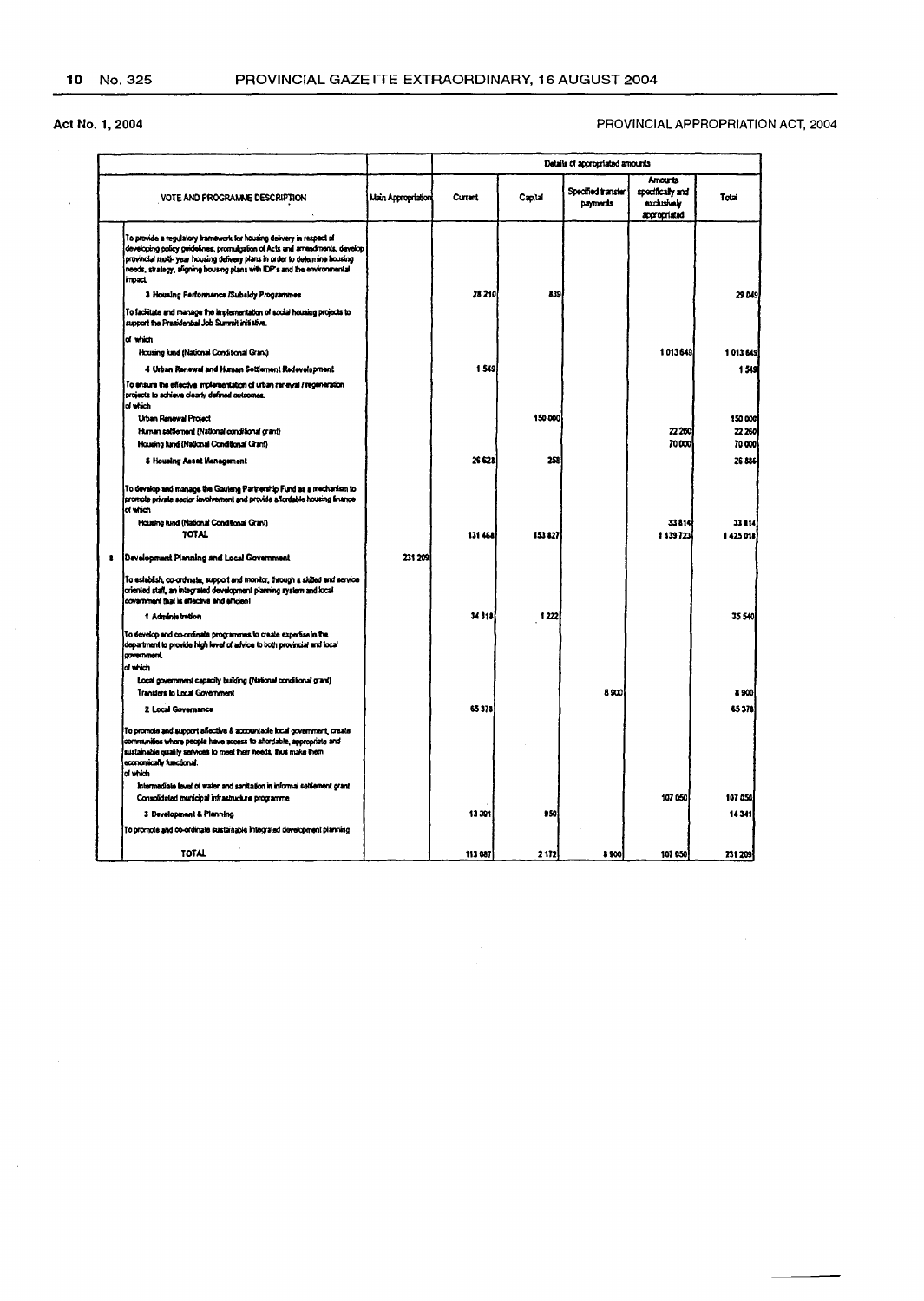Act No. 1, 2004

PROVINCIAL APPROPRIATION ACT, 2004

| | VOTE AND PROGRAMME DESCRIPTION | Main Appropriation | Details of appropriated amounts | | | | |
|---|---|---|---|---|---|---|---|
| | | | Current | Capital | Specified transfer payments | Amounts specifically and exclusively appropriated | Total |
| | To provide a regulatory framework for housing delivery in respect of developing policy guidelines, promulgation of Acts and amendments, develop provincial multi- year housing delivery plans in order to determine housing needs, strategy, aligning housing plans with IDP's and the environmental impact. | | | | | | |
| | **3 Housing Performance /Subsidy Programmes** | | 28 210 | 839 | | | 29 049 |
| | To facilitate and manage the implementation of social housing projects to support the Presidential Job Summit initiative. | | | | | | |
| | of which | | | | | | |
| | Housing fund (National Conditional Grant) | | | | | 1 013 649 | 1 013 649 |
| | **4 Urban Renewal and Human Settlement Redevelopment** | | 1 549 | | | | 1 549 |
| | To ensure the effective implementation of urban renewal / regeneration projects to achieve clearly defined outcomes. | | | | | | |
| | of which | | | | | | |
| | Urban Renewal Project | | | 150 000 | | | 150 000 |
| | Human settlement (National conditional grant) | | | | | 22 260 | 22 260 |
| | Housing fund (National Conditional Grant) | | | | | 70 000 | 70 000 |
| | **5 Housing Asset Management** | | 26 628 | 258 | | | 26 886 |
| | To develop and manage the Gauteng Partnership Fund as a mechanism to promote private sector involvement and provide affordable housing finance | | | | | | |
| | of which | | | | | | |
| | Housing fund (National Conditional Grant) | | | | | 33 814 | 33 814 |
| | TOTAL | | 131 468 | 153 827 | | 1 139 723 | 1 425 018 |
| 8 | Development Planning and Local Government | 231 209 | | | | | |
| | To establish, co-ordinate, support and monitor, through a skilled and service oriented staff, an integrated development planning system and local government that is effective and efficient | | | | | | |
| | **1 Administration** | | 34 318 | 1 222 | | | 35 540 |
| | To develop and co-ordinate programmes to create expertise in the department to provide high level of advice to both provincial and local government. | | | | | | |
| | of which | | | | | | |
| | Local government capacity building (National conditional grant) | | | | | | |
| | Transfers to Local Government | | | | 8 900 | | 8 900 |
| | **2 Local Governance** | | 65 378 | | | | 65 378 |
| | To promote and support effective & accountable local government, create communities where people have access to affordable, appropriate and sustainable quality services to meet their needs, thus make them economically functional. | | | | | | |
| | of which | | | | | | |
| | Intermediate level of water and sanitation in informal settlement grant | | | | | | |
| | Consolidated municipal infrastructure programme | | | | | 107 050 | 107 050 |
| | **3 Development & Planning** | | 13 391 | 950 | | | 14 341 |
| | To promote and co-ordinate sustainable integrated development planning | | | | | | |
| | TOTAL | | 113 087 | 2 172 | 8 900 | 107 050 | 231 209 |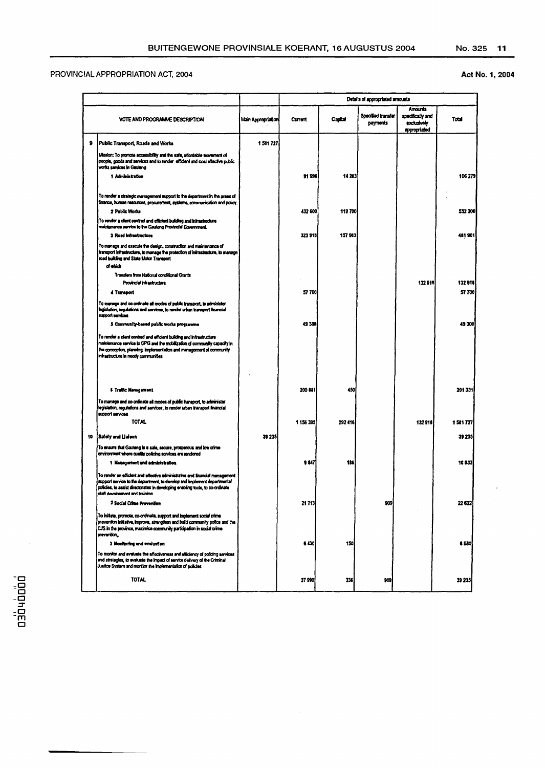PROVINCIAL APPROPRIATION ACT, 2004

Act No. 1, 2004

| | VOTE AND PROGRAMME DESCRIPTION | Main Appropriation | Details of appropriated amounts | | | | |
|---|---|---|---|---|---|---|---|
| | | | Current | Capital | Specified transfer payments | Amounts specifically and exclusively appropriated | Total |
| 9 | **Public Transport, Roads and Works** | 1 581 727 | | | | | |
| | Mission: To promote accessibility and the safe, affordable movement of people, goods and services and to render efficient and cost effective public works services in Gauteng | | | | | | |
| | **1 Administration** | | 91 996 | 14 283 | | | 106 279 |
| | To render a strategic management support to the department in the areas of finance, human resources, procurement, systems, communication and policy. | | | | | | |
| | **2 Public Works** | | 432 600 | 119 700 | | | 552 300 |
| | To render a client centred and efficient building and infrastructure maintenance service to the Gauteng Provincial Government. | | | | | | |
| | **3 Road Infrastructure** | | 323 918 | 157 983 | | | 481 901 |
| | To manage and execute the design, construction and maintenance of transport infrastructure, to manage the protection of infrastructure, to manage road building and State Motor Transport | | | | | | |
| | of which | | | | | | |
| | Transfers from National conditional Grants | | | | | | |
| | Provincial infrastructure | | | | | 132 916 | 132 916 |
| | **4 Transport** | | 57 700 | | | | 57 700 |
| | To manage and co-ordinate all modes of public transport, to administer legislation, regulations and services, to render urban transport financial support services | | | | | | |
| | **5 Community-based public works programme** | | 49 300 | | | | 49 300 |
| | To render a client centred and efficient building and infrastructure maintenance service to GPG and the mobilization of community capacity in the conception, planning, implementation and management of community infrastructure in needy communities | | | | | | |
| | **6 Traffic Management** | | 200 881 | 450 | | | 201 331 |
| | To manage and co-ordinate all modes of public transport, to administer legislation, regulations and services, to render urban transport financial support services | | | | | | |
| | TOTAL | | 1 156 395 | 292 416 | | 132 916 | 1 581 727 |
| 10 | **Safety and Liaison** | 39 235 | | | | | 39 235 |
| | To ensure that Gauteng is a safe, secure, prosperous and low crime environment where quality policing services are rendered | | | | | | |
| | **1 Management and administration** | | 9 847 | 186 | | | 10 033 |
| | To render an efficient and effective administrative and financial management support service to the department, to develop and implement departmental policies, to assist directorates in developing enabling tools, to co-ordinate staff development and training | | | | | | |
| | **2 Social Crime Prevention** | | 21 713 | | 909 | | 22 622 |
| | To initiate, promote, co-ordinate, support and implement social crime prevention initiative, improve, strengthen and build community police and the CJS in the province, maximise community participation in social crime prevention. | | | | | | |
| | **3 Monitoring and evaluation** | | 6 430 | 150 | | | 6 580 |
| | To monitor and evaluate the effectiveness and efficiency of policing services and strategies, to evaluate the impact of service delivery of the Criminal Justice System and monitor the implementation of policies | | | | | | |
| | TOTAL | | 37 990 | 336 | 909 | | 39 235 |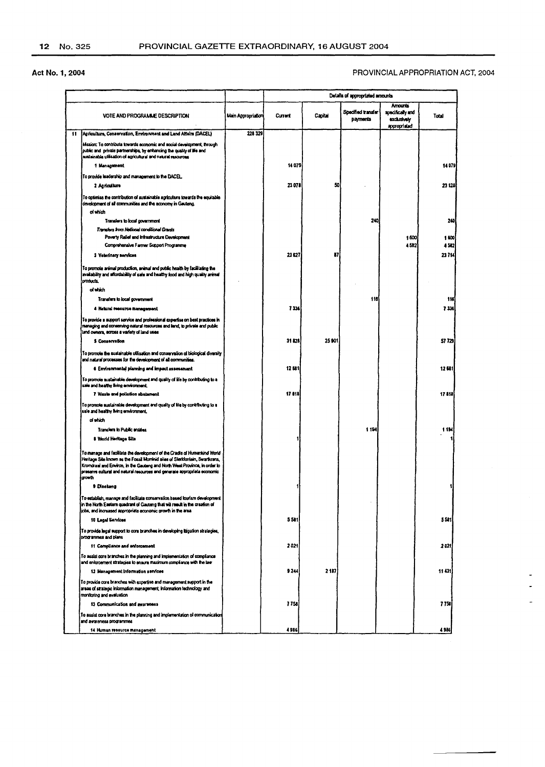Act No. 1, 2004

PROVINCIAL APPROPRIATION ACT, 2004

| | VOTE AND PROGRAMME DESCRIPTION | Main Appropriation | Details of appropriated amounts | | | | |
|---|---|---|---|---|---|---|---|
| | | | Current | Capital | Specified transfer payments | Amounts specifically and exclusively appropriated | Total |
| 11 | Agriculture, Conservation, Environment and Land Affairs (DACEL) | 228 329 | | | | | |
| | Mission: To contribute towards economic and social development, through public and private partnerships, by enhancing the quality of life and sustainable utilisation of agricultural and natural resources | | | | | | |
| | 1 Management | | 14 079 | | | | 14 079 |
| | To provide leadership and management to the DACEL | | | | | | |
| | 2 Agriculture | | 23 078 | 50 | | | 23 128 |
| | To optimise the contribution of sustainable agriculture towards the equitable development of all communities and the economy in Gauteng. | | | | | | |
| | of which | | | | | | |
| | Transfers to local government | | | | 240 | | 240 |
| | *Transfers from National conditional Grants* | | | | | | |
| | Poverty Relief and Infrastructure Development | | | | | 1 600 | 1 600 |
| | Comprehensive Farmer Support Programme | | | | | 4 582 | 4 582 |
| | 3 Veterinary services | | 23 627 | 87 | | | 23 714 |
| | To promote animal production, animal and public health by facilitating the availability and affordability of safe and healthy food and high quality animal products. | | | | | | |
| | of which | | | | | | |
| | Transfers to local government | | | | 116 | | 116 |
| | 4 Natural resource management | | 7 336 | | | | 7 336 |
| | To provide a support service and professional expertise on best practices in managing and conserving natural resources and land, to private and public land owners, across a variety of land uses | | | | | | |
| | 5 Conservation | | 31 828 | 25 901 | | | 57 729 |
| | To promote the sustainable utilisation and conservation of biological diversity and natural processes for the development of all communities. | | | | | | |
| | 6 Environmental planning and impact assessment | | 12 681 | | | | 12 681 |
| | To promote sustainable development and quality of life by contributing to a safe and healthy living environment. | | | | | | |
| | 7 Waste and pollution abatement | | 17 818 | | | | 17 818 |
| | To promote sustainable development and quality of life by contributing to a safe and healthy living environment. | | | | | | |
| | of which | | | | | | |
| | Transfers to Public entities | | | | 1 194 | | 1 194 |
| | 8 World Heritage Site | | 1 | | | | 1 |
| | To manage and facilitate the development of the Cradle of Humankind World Heritage Site known as the Fossil Hominid sites of Sterkfontein, Swartkrans, Kromdraai and Environ, in the Gauteng and North West Province, in order to preserve cultural and natural resources and generate appropriate economic growth | | | | | | |
| | 9 Dinokeng | | 1 | | | | 1 |
| | To establish, manage and facilitate conservation based tourism development in the North Eastern quadrant of Gauteng that will result in the creation of jobs, and increased appropriate economic growth in the area | | | | | | |
| | 10 Legal Services | | 5 581 | | | | 5 581 |
| | To provide legal support to core branches in developing litigation strategies, programmes and plans | | | | | | |
| | 11 Compliance and enforcement | | 2 021 | | | | 2 021 |
| | To assist core branches in the planning and implementation of compliance and enforcement strategies to ensure maximum compliance with the law | | | | | | |
| | 12 Management Information services | | 9 244 | 2 187 | | | 11 431 |
| | To provide core branches with expertise and management support in the areas of strategic information management, information technology and monitoring and evaluation | | | | | | |
| | 13 Communication and awareness | | 7 758 | | | | 7 758 |
| | To assist core branches in the planning and implementation of communication and awareness programmes | | | | | | |
| | 14 Human resource management | | 4 986 | | | | 4 986 |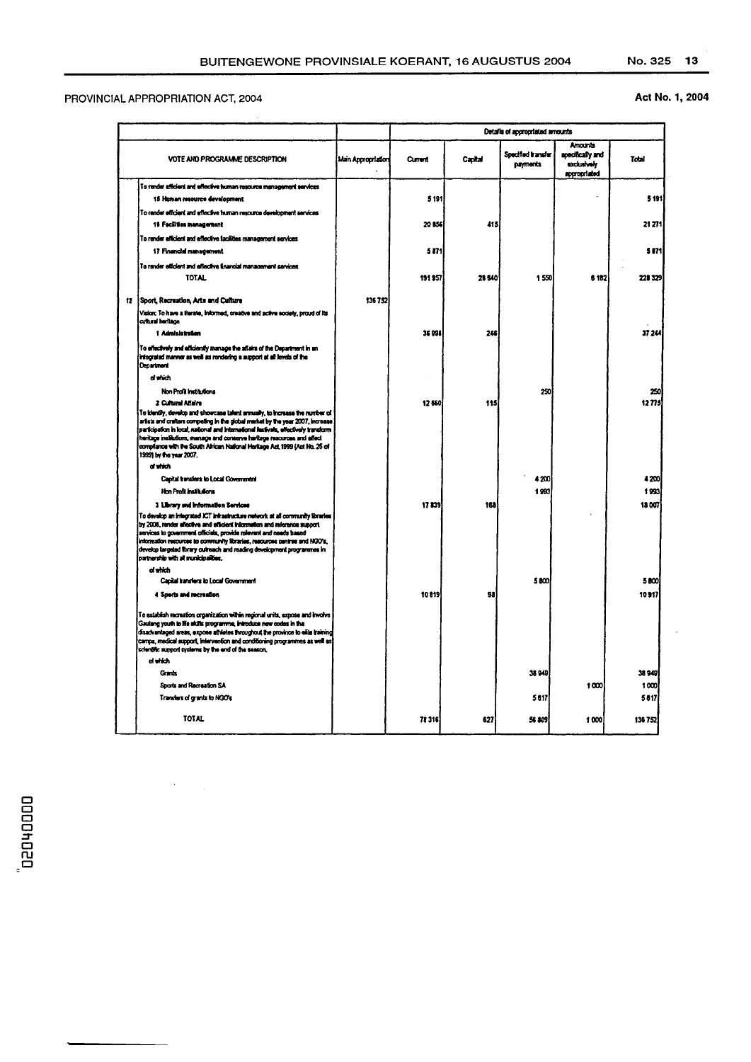PROVINCIAL APPROPRIATION ACT, 2004

Act No. 1, 2004

| | VOTE AND PROGRAMME DESCRIPTION | Main Appropriation | Details of appropriated amounts | | | | |
|---|---|---|---|---|---|---|---|
| | | | Current | Capital | Specified transfer payments | Amounts specifically and exclusively appropriated | Total |
| | To render efficient and effective human resource management services | | | | | | |
| | 15 Human resource development | | 5 191 | | | | 5 191 |
| | To render efficient and effective human resource development services | | | | | | |
| | 16 Facilities management | | 20 856 | 415 | | | 21 271 |
| | To render efficient and effective facilities management services | | | | | | |
| | 17 Financial management | | 5 871 | | | | 5 871 |
| | To render efficient and effective financial management services | | | | | | |
| | TOTAL | | 191 957 | 28 640 | 1 550 | 6 182 | 228 329 |
| 12 | Sport, Recreation, Arts and Culture | 136 752 | | | | | |
| | Vision: To have a literate, informed, creative and active society, proud of its cultural heritage | | | | | | |
| | 1 Administration | | 36 998 | 246 | | | 37 244 |
| | To effectively and efficiently manage the affairs of the Department in an integrated manner as well as rendering a support at all levels of the Department | | | | | | |
| | of which | | | | | | |
| | Non Profit Institutions | | | | 250 | | 250 |
| | 2 Cultural Affairs | | 12 660 | 115 | | | 12 775 |
| | To identify, develop and showcase talent annually, to increase the number of artists and crafters competing in the global market by the year 2007, increase participation in local, national and international festivals, effectively transform heritage institutions, manage and conserve heritage resources and effect compliance with the South African National Heritage Act, 1999 (Act No. 25 of 1999) by the year 2007. | | | | | | |
| | of which | | | | | | |
| | Capital transfers to Local Government | | | | 4 200 | | 4 200 |
| | Non Profit Institutions | | | | 1 993 | | 1 993 |
| | 3 Library and Information Services | | 17 839 | 168 | | | 18 007 |
| | To develop an integrated ICT infrastructure network at all community libraries by 2008, render effective and efficient information and reference support services to government officials, provide relevant and needs based information resources to community libraries, resources centres and NGO's, develop targeted library outreach and reading development programmes in partnership with all municipalities. | | | | | | |
| | of which | | | | | | |
| | Capital transfers to Local Government | | | | 5 800 | | 5 800 |
| | 4 Sports and recreation | | 10 819 | 98 | | | 10 917 |
| | To establish recreation organization within regional units, expose and involve Gauteng youth to life skills programme, introduce new codes in the disadvantaged areas, expose athletes throughout the province to elite training camps, medical support, intervention and conditioning programmes as well as scientific support systems by the end of the season. | | | | | | |
| | of which | | | | | | |
| | Grants | | | | 38 949 | | 38 949 |
| | Sports and Recreation SA | | | | | 1 000 | 1 000 |
| | Transfers of grants to NGO's | | | | 5 817 | | 5 817 |
| | TOTAL | | 78 316 | 627 | 56 809 | 1 000 | 136 752 |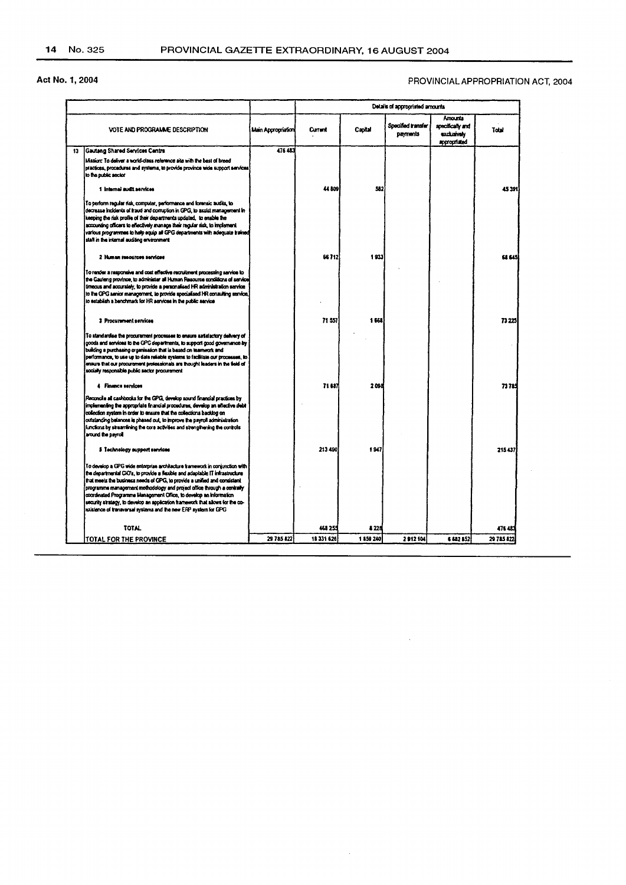Act No. 1, 2004

PROVINCIAL APPROPRIATION ACT, 2004

| | VOTE AND PROGRAMME DESCRIPTION | Main Appropriation | Details of appropriated amounts | | | | |
|---|---|---|---|---|---|---|---|
| | | | Current | Capital | Specified transfer payments | Amounts specifically and exclusively appropriated | Total |
| 13 | **Gautang Shared Services Centre** | 476 483 | | | | | |
| | Mission: To deliver a world-class reference site with the best of breed practices, procedures and systems, to provide province wide support services to the public sector | | | | | | |
| | **1 Internal audit services** | | 44 809 | 582 | | | 45 391 |
| | To perform regular risk, computer, performance and forensic audits, to decrease incidents of fraud and corruption in GPG, to assist management in keeping the risk profile of their departments updated, to enable the accounting officers to effectively manage their regular risk, to implement various programmes to help equip all GPG departments with adequate trained staff in the internal auditing environment | | | | | | |
| | **2 Human resources services** | | 66 712 | 1 933 | | | 68 645 |
| | To render a responsive and cost effective recruitment processing service to the Gauteng province, to administer all Human Resource conditions of service timeous and accurately, to provide a personalised HR administration service to the GPG senior management, to provide specialised HR consulting service, to establish a benchmark for HR services in the public service | | | | | | |
| | **3 Procurement services** | | 71 557 | 1 668 | | | 73 225 |
| | To standardise the procurement processes to ensure satisfactory delivery of goods and services to the GPG departments, to support good governance by building a purchasing organisation that is based on teamwork and performance, to use up to date reliable systems to facilitate our processes, to ensure that our procurement professionals are thought leaders in the field of socially responsible public sector procurement | | | | | | |
| | **4 Finance services** | | 71 687 | 2 098 | | | 73 785 |
| | Reconcile all cashbooks for the GPG, develop sound financial practices by implementing the appropriate financial procedures, develop an effective debt collection system in order to ensure that the collections backlog on outstanding balances is phased out, to improve the payroll administration functions by streamlining the core activities and strengthening the controls around the payroll | | | | | | |
| | **5 Technology support services** | | 213 490 | 1 947 | | | 215 437 |
| | To develop a GPG wide enterprise architecture framework in conjunction with the departmental CIO's, to provide a flexible and adaptable IT infrastructure that meets the business needs of GPG, to provide a unified and consistent programme management methodology and project office through a centrally coordinated Programme Management Office, to develop an information security strategy, to develop an application framework that allows for the co-existence of transversal systems and the new ERP system for GPG | | | | | | |
| | **TOTAL** | | 468 255 | 8 228 | | | 476 483 |
| | **TOTAL FOR THE PROVINCE** | 29 785 822 | 18 331 626 | 1 859 240 | 2 912 104 | 6 682 852 | 29 785 822 |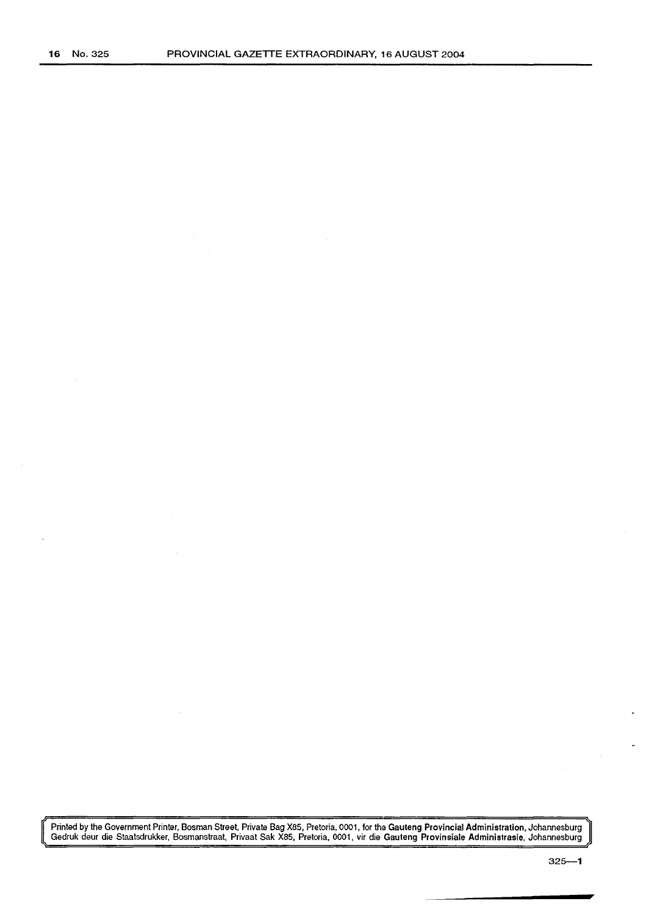Printed by the Government Printer, Bosman Street, Private Bag X85, Pretoria, 0001, for the **Gauteng Provincial Administration**, Johannesburg
Gedruk deur die Staatsdrukker, Bosmanstraat, Privaat Sak X85, Pretoria, 0001, vir die **Gauteng Provinsiale Administrasie**, Johannesburg

325—**1**